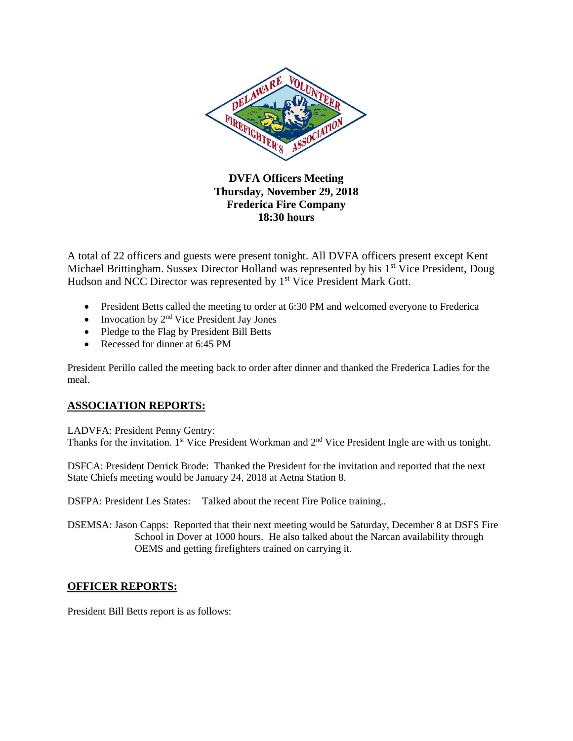**DVFA Officers Meeting**
**Thursday, November 29, 2018**
**Frederica Fire Company**
**18:30 hours**

A total of 22 officers and guests were present tonight. All DVFA officers present except Kent Michael Brittingham. Sussex Director Holland was represented by his 1st Vice President, Doug Hudson and NCC Director was represented by 1st Vice President Mark Gott.

- President Betts called the meeting to order at 6:30 PM and welcomed everyone to Frederica
- Invocation by 2nd Vice President Jay Jones
- Pledge to the Flag by President Bill Betts
- Recessed for dinner at 6:45 PM

President Perillo called the meeting back to order after dinner and thanked the Frederica Ladies for the meal.

## ASSOCIATION REPORTS:

LADVFA: President Penny Gentry:
Thanks for the invitation. 1st Vice President Workman and 2nd Vice President Ingle are with us tonight.

DSFCA: President Derrick Brode: Thanked the President for the invitation and reported that the next State Chiefs meeting would be January 24, 2018 at Aetna Station 8.

DSFPA: President Les States: Talked about the recent Fire Police training..

DSEMSA: Jason Capps: Reported that their next meeting would be Saturday, December 8 at DSFS Fire School in Dover at 1000 hours. He also talked about the Narcan availability through OEMS and getting firefighters trained on carrying it.

## OFFICER REPORTS:

President Bill Betts report is as follows: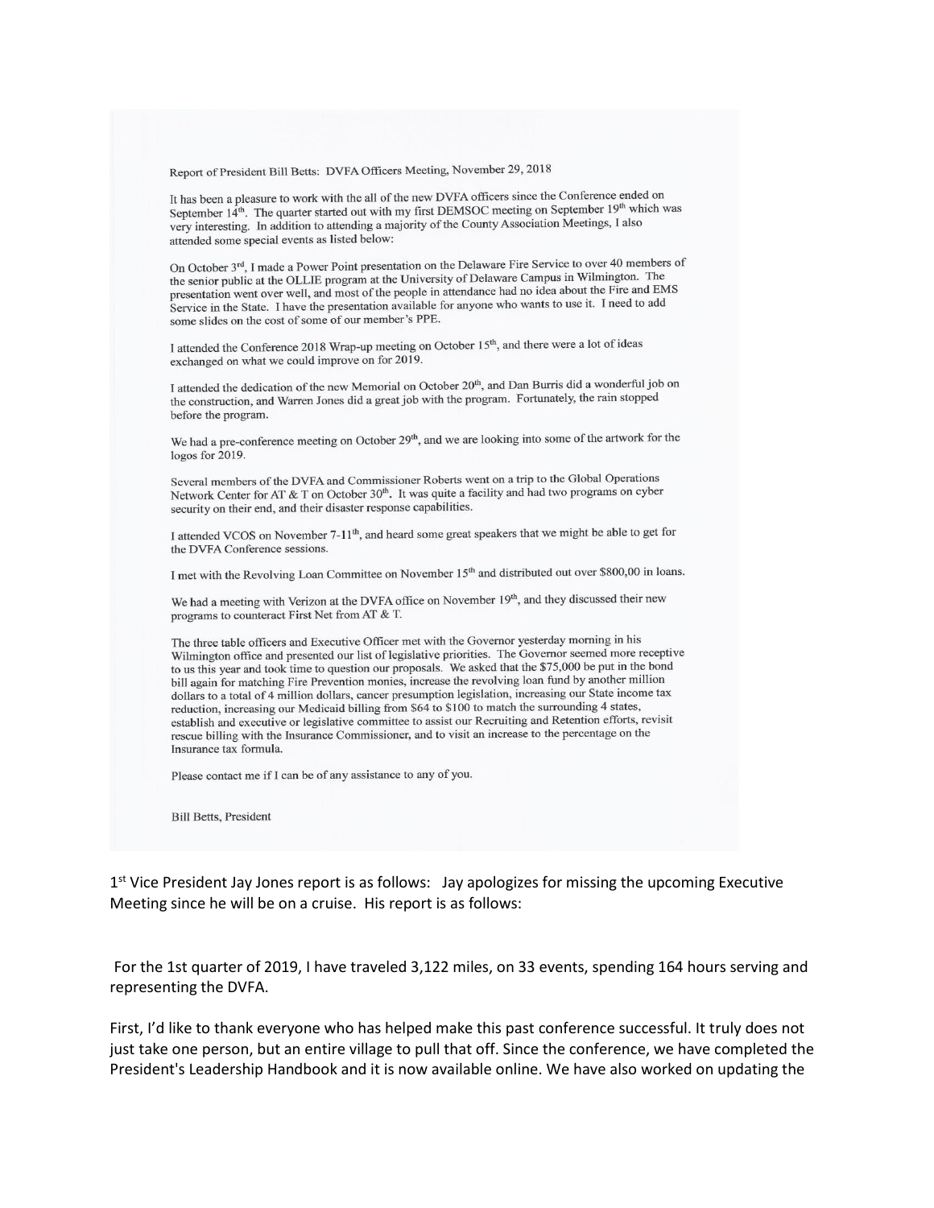Report of President Bill Betts: DVFA Officers Meeting, November 29, 2018

It has been a pleasure to work with the all of the new DVFA officers since the Conference ended on September 14th. The quarter started out with my first DEMSOC meeting on September 19th which was very interesting. In addition to attending a majority of the County Association Meetings, I also attended some special events as listed below:

On October 3rd, I made a Power Point presentation on the Delaware Fire Service to over 40 members of the senior public at the OLLIE program at the University of Delaware Campus in Wilmington. The presentation went over well, and most of the people in attendance had no idea about the Fire and EMS Service in the State. I have the presentation available for anyone who wants to use it. I need to add some slides on the cost of some of our member's PPE.

I attended the Conference 2018 Wrap-up meeting on October 15th, and there were a lot of ideas exchanged on what we could improve on for 2019.

I attended the dedication of the new Memorial on October 20th, and Dan Burris did a wonderful job on the construction, and Warren Jones did a great job with the program. Fortunately, the rain stopped before the program.

We had a pre-conference meeting on October 29th, and we are looking into some of the artwork for the logos for 2019.

Several members of the DVFA and Commissioner Roberts went on a trip to the Global Operations Network Center for AT & T on October 30th. It was quite a facility and had two programs on cyber security on their end, and their disaster response capabilities.

I attended VCOS on November 7-11th, and heard some great speakers that we might be able to get for the DVFA Conference sessions.

I met with the Revolving Loan Committee on November 15th and distributed out over $800,00 in loans.

We had a meeting with Verizon at the DVFA office on November 19th, and they discussed their new programs to counteract First Net from AT & T.

The three table officers and Executive Officer met with the Governor yesterday morning in his Wilmington office and presented our list of legislative priorities. The Governor seemed more receptive to us this year and took time to question our proposals. We asked that the $75,000 be put in the bond bill again for matching Fire Prevention monies, increase the revolving loan fund by another million dollars to a total of 4 million dollars, cancer presumption legislation, increasing our State income tax reduction, increasing our Medicaid billing from $64 to $100 to match the surrounding 4 states, establish and executive or legislative committee to assist our Recruiting and Retention efforts, revisit rescue billing with the Insurance Commissioner, and to visit an increase to the percentage on the Insurance tax formula.

Please contact me if I can be of any assistance to any of you.

Bill Betts, President

1st Vice President Jay Jones report is as follows: Jay apologizes for missing the upcoming Executive Meeting since he will be on a cruise. His report is as follows:

For the 1st quarter of 2019, I have traveled 3,122 miles, on 33 events, spending 164 hours serving and representing the DVFA.

First, I'd like to thank everyone who has helped make this past conference successful. It truly does not just take one person, but an entire village to pull that off. Since the conference, we have completed the President's Leadership Handbook and it is now available online. We have also worked on updating the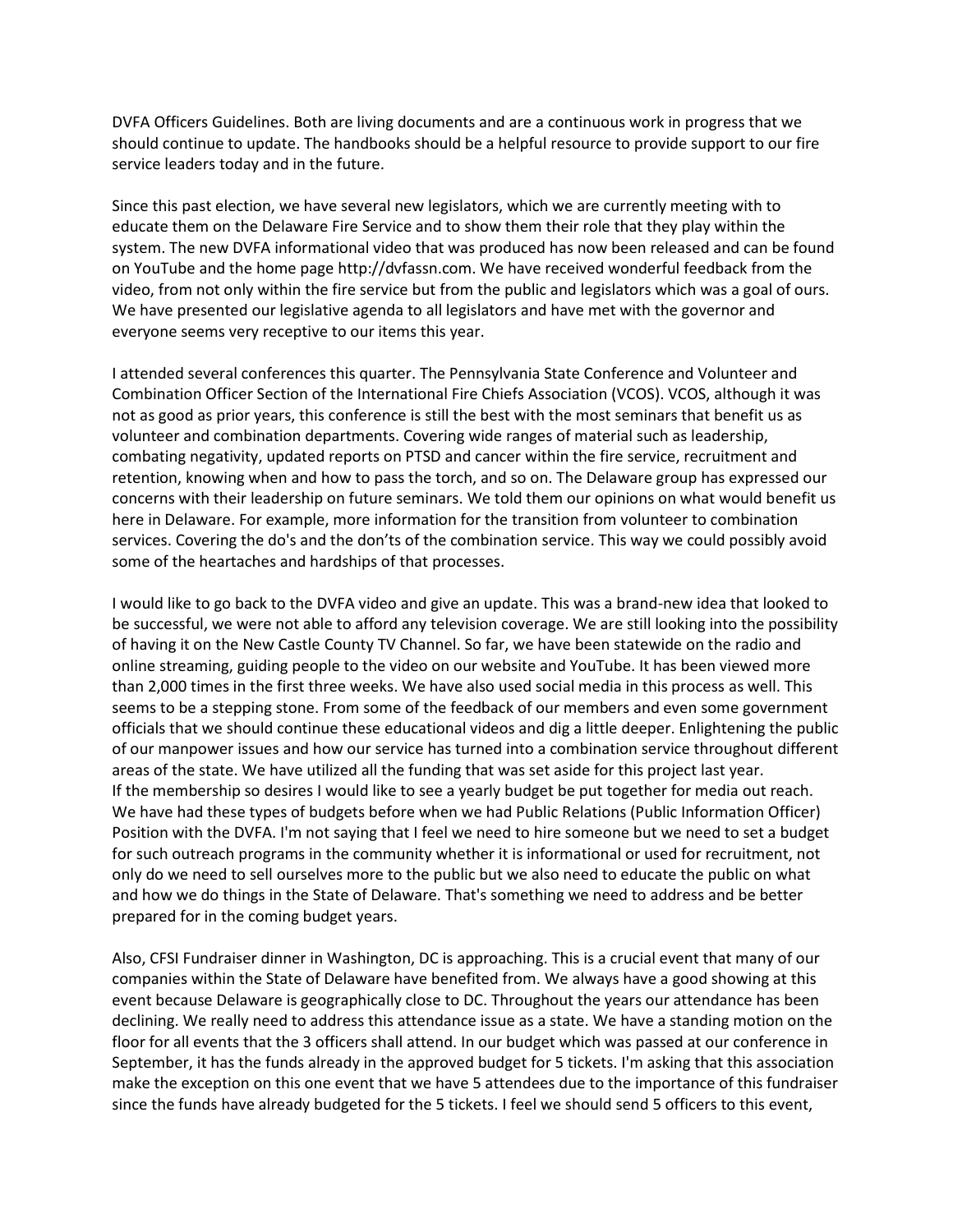DVFA Officers Guidelines. Both are living documents and are a continuous work in progress that we should continue to update. The handbooks should be a helpful resource to provide support to our fire service leaders today and in the future.

Since this past election, we have several new legislators, which we are currently meeting with to educate them on the Delaware Fire Service and to show them their role that they play within the system. The new DVFA informational video that was produced has now been released and can be found on YouTube and the home page http://dvfassn.com. We have received wonderful feedback from the video, from not only within the fire service but from the public and legislators which was a goal of ours. We have presented our legislative agenda to all legislators and have met with the governor and everyone seems very receptive to our items this year.

I attended several conferences this quarter. The Pennsylvania State Conference and Volunteer and Combination Officer Section of the International Fire Chiefs Association (VCOS). VCOS, although it was not as good as prior years, this conference is still the best with the most seminars that benefit us as volunteer and combination departments. Covering wide ranges of material such as leadership, combating negativity, updated reports on PTSD and cancer within the fire service, recruitment and retention, knowing when and how to pass the torch, and so on. The Delaware group has expressed our concerns with their leadership on future seminars. We told them our opinions on what would benefit us here in Delaware. For example, more information for the transition from volunteer to combination services. Covering the do's and the don'ts of the combination service. This way we could possibly avoid some of the heartaches and hardships of that processes.

I would like to go back to the DVFA video and give an update. This was a brand-new idea that looked to be successful, we were not able to afford any television coverage. We are still looking into the possibility of having it on the New Castle County TV Channel. So far, we have been statewide on the radio and online streaming, guiding people to the video on our website and YouTube. It has been viewed more than 2,000 times in the first three weeks. We have also used social media in this process as well. This seems to be a stepping stone. From some of the feedback of our members and even some government officials that we should continue these educational videos and dig a little deeper. Enlightening the public of our manpower issues and how our service has turned into a combination service throughout different areas of the state. We have utilized all the funding that was set aside for this project last year.
If the membership so desires I would like to see a yearly budget be put together for media out reach. We have had these types of budgets before when we had Public Relations (Public Information Officer) Position with the DVFA. I'm not saying that I feel we need to hire someone but we need to set a budget for such outreach programs in the community whether it is informational or used for recruitment, not only do we need to sell ourselves more to the public but we also need to educate the public on what and how we do things in the State of Delaware. That's something we need to address and be better prepared for in the coming budget years.

Also, CFSI Fundraiser dinner in Washington, DC is approaching. This is a crucial event that many of our companies within the State of Delaware have benefited from. We always have a good showing at this event because Delaware is geographically close to DC. Throughout the years our attendance has been declining. We really need to address this attendance issue as a state. We have a standing motion on the floor for all events that the 3 officers shall attend. In our budget which was passed at our conference in September, it has the funds already in the approved budget for 5 tickets. I'm asking that this association make the exception on this one event that we have 5 attendees due to the importance of this fundraiser since the funds have already budgeted for the 5 tickets. I feel we should send 5 officers to this event,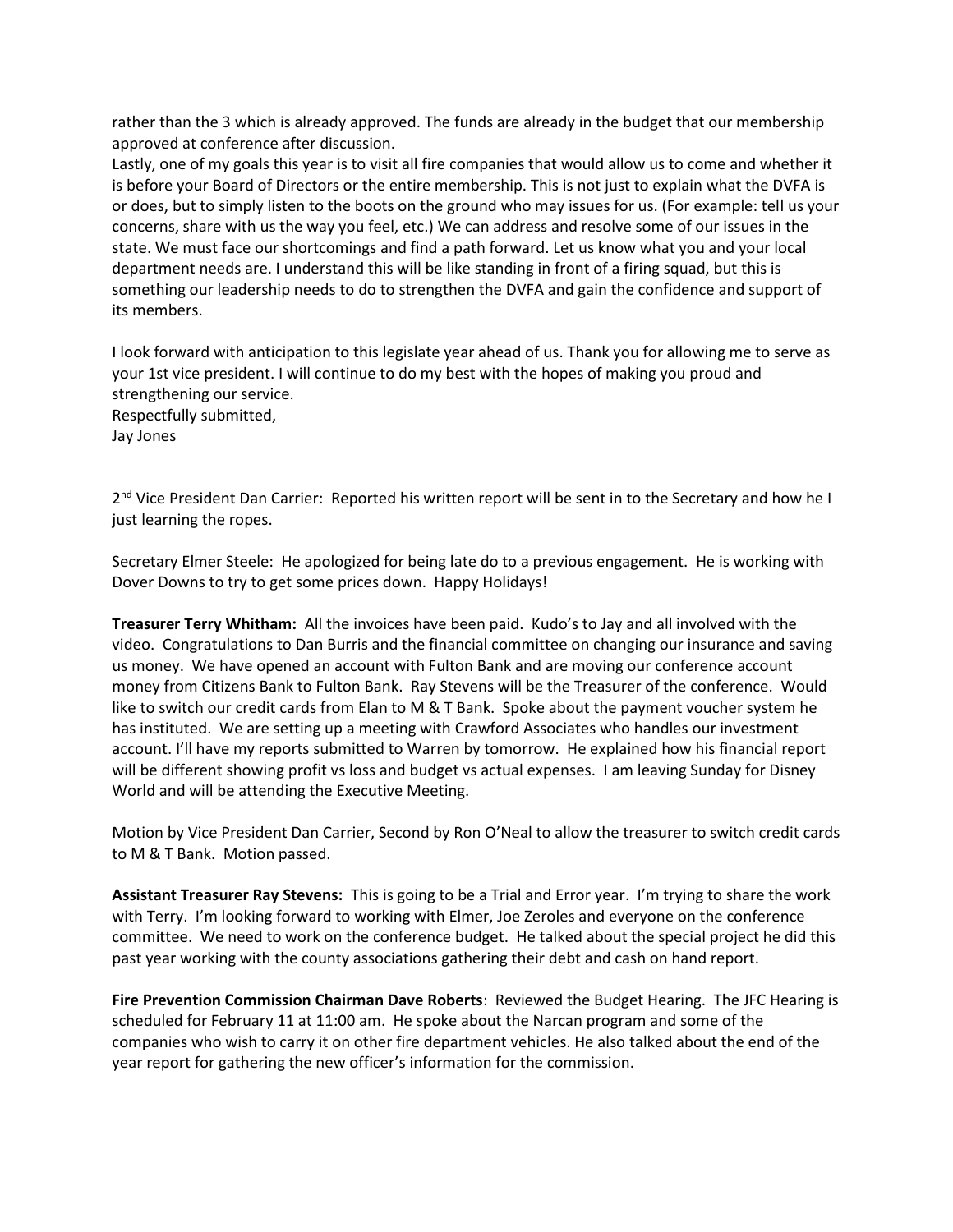rather than the 3 which is already approved. The funds are already in the budget that our membership approved at conference after discussion.
Lastly, one of my goals this year is to visit all fire companies that would allow us to come and whether it is before your Board of Directors or the entire membership. This is not just to explain what the DVFA is or does, but to simply listen to the boots on the ground who may issues for us. (For example: tell us your concerns, share with us the way you feel, etc.) We can address and resolve some of our issues in the state. We must face our shortcomings and find a path forward. Let us know what you and your local department needs are. I understand this will be like standing in front of a firing squad, but this is something our leadership needs to do to strengthen the DVFA and gain the confidence and support of its members.

I look forward with anticipation to this legislate year ahead of us. Thank you for allowing me to serve as your 1st vice president. I will continue to do my best with the hopes of making you proud and strengthening our service.
Respectfully submitted,
Jay Jones

2nd Vice President Dan Carrier: Reported his written report will be sent in to the Secretary and how he I just learning the ropes.

Secretary Elmer Steele: He apologized for being late do to a previous engagement. He is working with Dover Downs to try to get some prices down. Happy Holidays!

**Treasurer Terry Whitham:** All the invoices have been paid. Kudo's to Jay and all involved with the video. Congratulations to Dan Burris and the financial committee on changing our insurance and saving us money. We have opened an account with Fulton Bank and are moving our conference account money from Citizens Bank to Fulton Bank. Ray Stevens will be the Treasurer of the conference. Would like to switch our credit cards from Elan to M & T Bank. Spoke about the payment voucher system he has instituted. We are setting up a meeting with Crawford Associates who handles our investment account. I'll have my reports submitted to Warren by tomorrow. He explained how his financial report will be different showing profit vs loss and budget vs actual expenses. I am leaving Sunday for Disney World and will be attending the Executive Meeting.

Motion by Vice President Dan Carrier, Second by Ron O'Neal to allow the treasurer to switch credit cards to M & T Bank. Motion passed.

**Assistant Treasurer Ray Stevens:** This is going to be a Trial and Error year. I'm trying to share the work with Terry. I'm looking forward to working with Elmer, Joe Zeroles and everyone on the conference committee. We need to work on the conference budget. He talked about the special project he did this past year working with the county associations gathering their debt and cash on hand report.

**Fire Prevention Commission Chairman Dave Roberts**: Reviewed the Budget Hearing. The JFC Hearing is scheduled for February 11 at 11:00 am. He spoke about the Narcan program and some of the companies who wish to carry it on other fire department vehicles. He also talked about the end of the year report for gathering the new officer's information for the commission.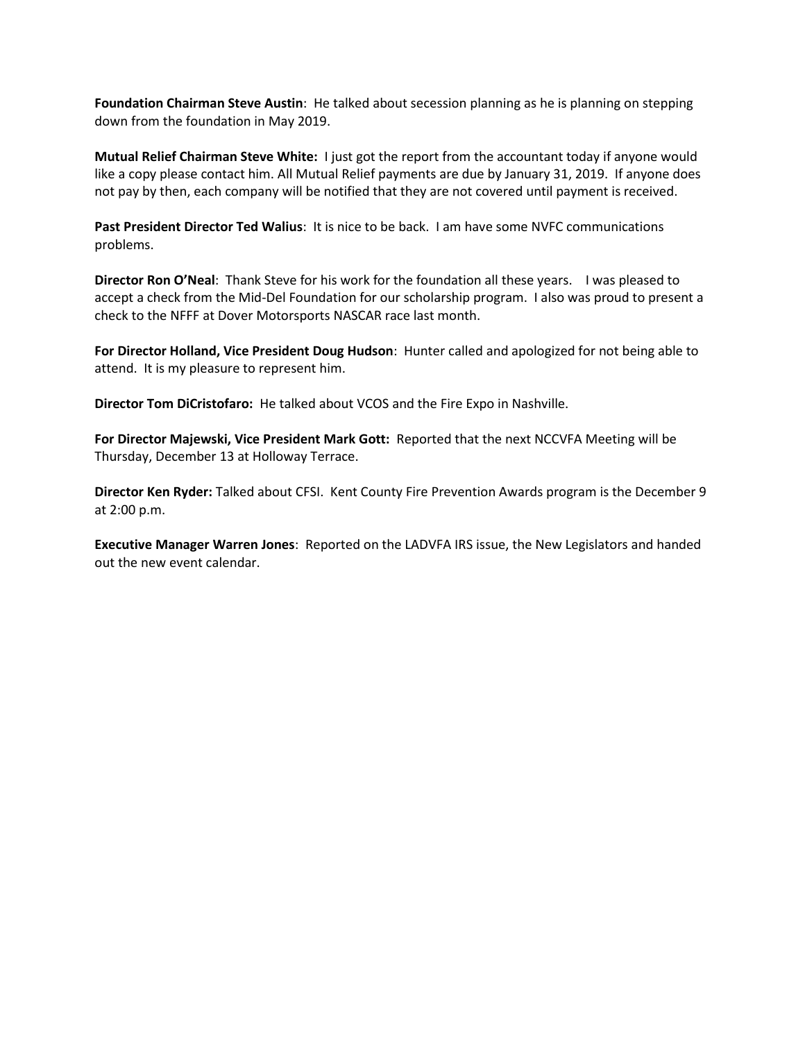**Foundation Chairman Steve Austin**: He talked about secession planning as he is planning on stepping down from the foundation in May 2019.

**Mutual Relief Chairman Steve White:** I just got the report from the accountant today if anyone would like a copy please contact him. All Mutual Relief payments are due by January 31, 2019. If anyone does not pay by then, each company will be notified that they are not covered until payment is received.

**Past President Director Ted Walius**: It is nice to be back. I am have some NVFC communications problems.

**Director Ron O'Neal**: Thank Steve for his work for the foundation all these years. I was pleased to accept a check from the Mid-Del Foundation for our scholarship program. I also was proud to present a check to the NFFF at Dover Motorsports NASCAR race last month.

**For Director Holland, Vice President Doug Hudson**: Hunter called and apologized for not being able to attend. It is my pleasure to represent him.

**Director Tom DiCristofaro:** He talked about VCOS and the Fire Expo in Nashville.

**For Director Majewski, Vice President Mark Gott:** Reported that the next NCCVFA Meeting will be Thursday, December 13 at Holloway Terrace.

**Director Ken Ryder:** Talked about CFSI. Kent County Fire Prevention Awards program is the December 9 at 2:00 p.m.

**Executive Manager Warren Jones**: Reported on the LADVFA IRS issue, the New Legislators and handed out the new event calendar.